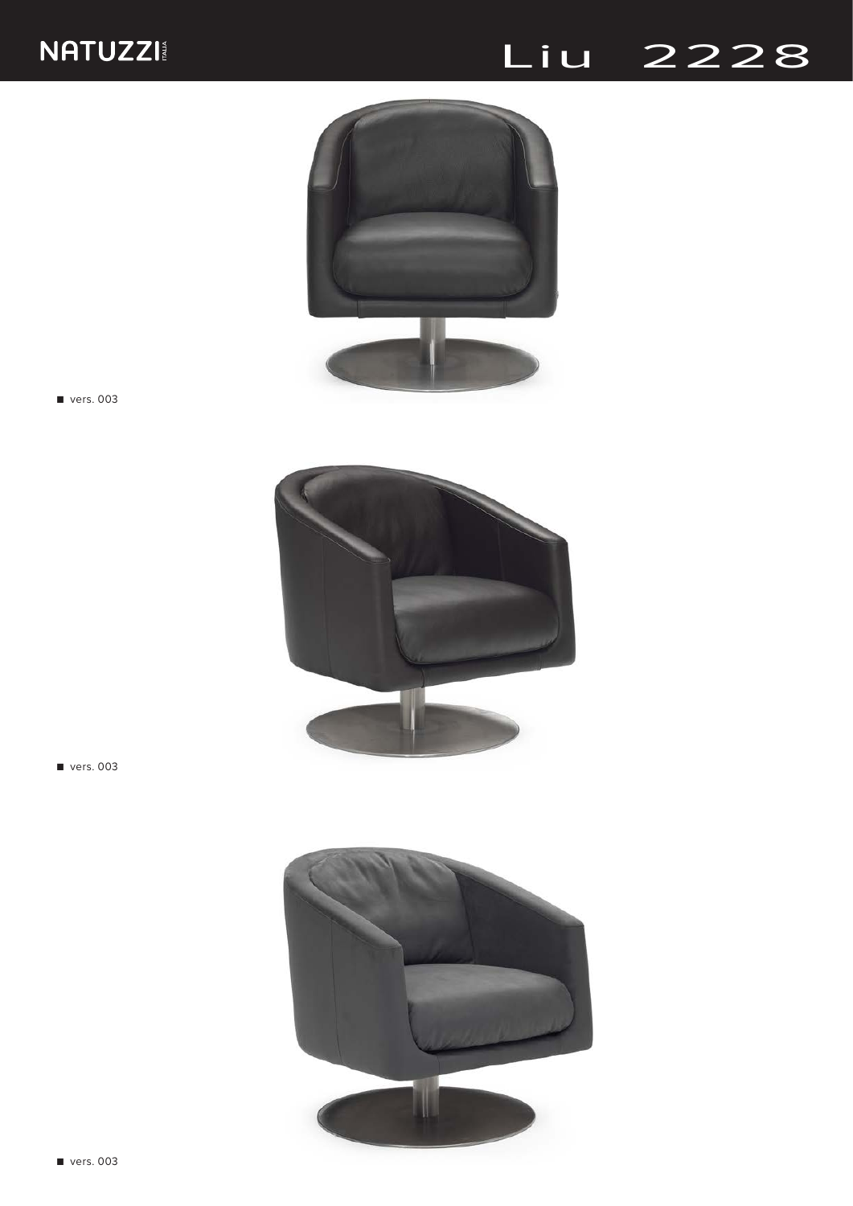NATUZZI ITALIA

# Liu 2228

■ vers. 003

■ vers. 003

■ vers. 003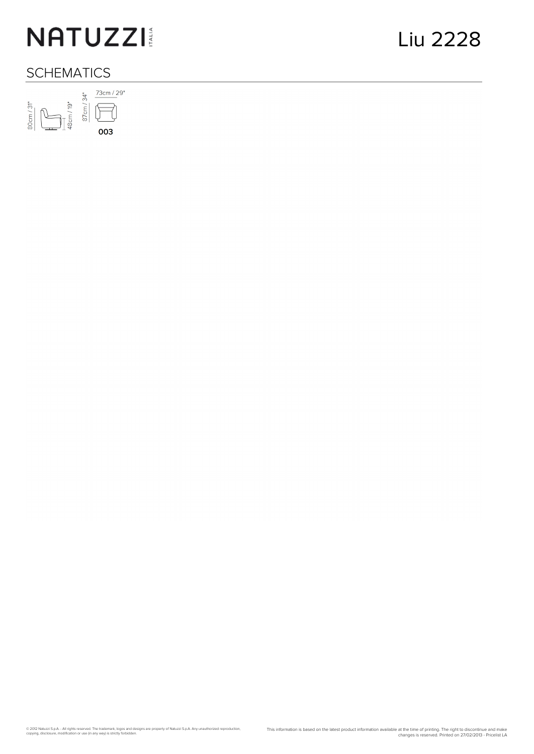# Liu 2228

## SCHEMATICS

80cm / 31"

48cm / 19"

87cm / 34"

73cm / 29"

**003**

© 2012 Natuzzi S.p.A. - All rights reserved. The trademark, logos and designs are property of Natuzzi S.p.A. Any unauthorized reproduction, copying, disclosure, modification or use (in any way) is strictly forbidden.

This information is based on the latest product information available at the time of printing. The right to discontinue and make changes is reserved. Printed on 27/02/2013 - Pricelist LA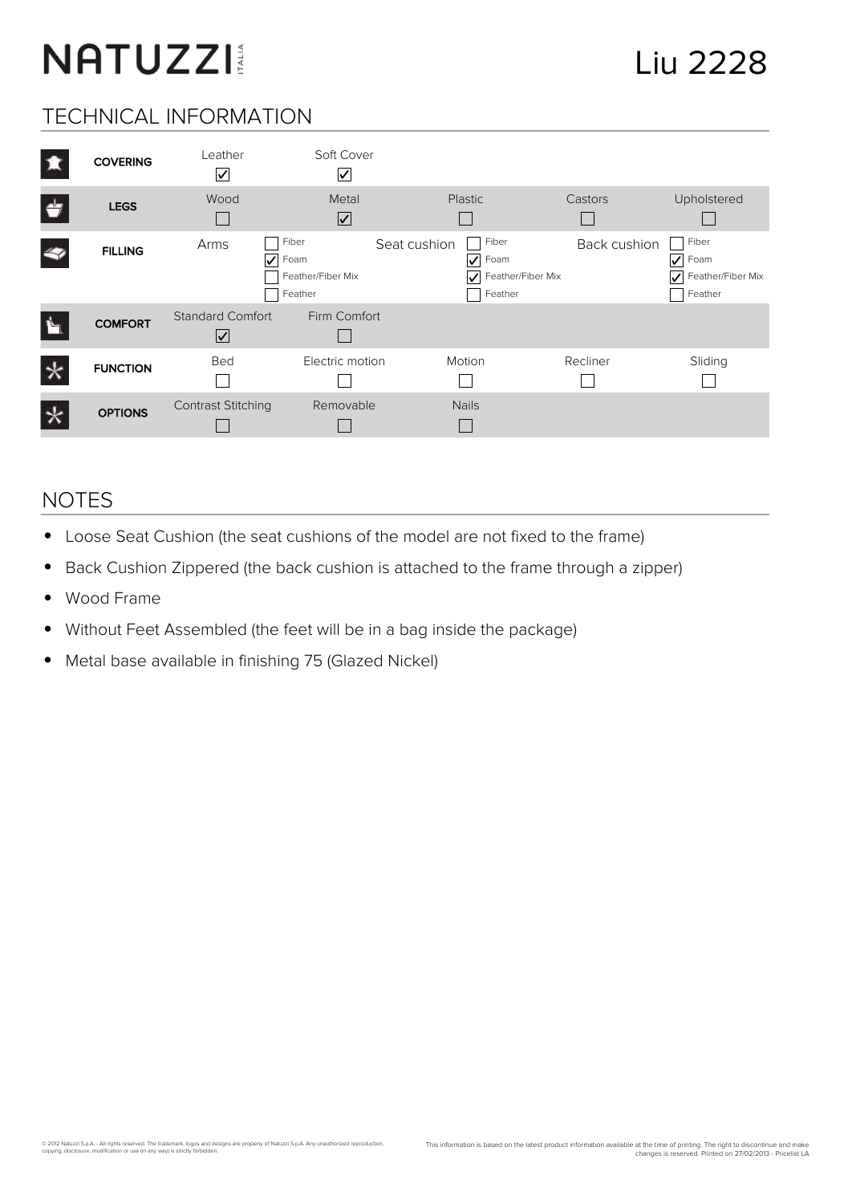# NATUZZI ITALIA

# Liu 2228

## TECHNICAL INFORMATION

| | | | | | |
|---|---|---|---|---|---|
| **COVERING** | Leather ☑ | Soft Cover ☑ | | | |
| **LEGS** | Wood ☐ | Metal ☑ | Plastic ☐ | Castors ☐ | Upholstered ☐ |
| **FILLING** | Arms: ☐ Fiber, ☑ Foam, ☐ Feather/Fiber Mix, ☐ Feather | | Seat cushion: ☐ Fiber, ☑ Foam, ☑ Feather/Fiber Mix, ☐ Feather | | Back cushion: ☐ Fiber, ☑ Foam, ☑ Feather/Fiber Mix, ☐ Feather |
| **COMFORT** | Standard Comfort ☑ | Firm Comfort ☐ | | | |
| **FUNCTION** | Bed ☐ | Electric motion ☐ | Motion ☐ | Recliner ☐ | Sliding ☐ |
| **OPTIONS** | Contrast Stitching ☐ | Removable ☐ | Nails ☐ | | |

## NOTES

- Loose Seat Cushion (the seat cushions of the model are not fixed to the frame)
- Back Cushion Zippered (the back cushion is attached to the frame through a zipper)
- Wood Frame
- Without Feet Assembled (the feet will be in a bag inside the package)
- Metal base available in finishing 75 (Glazed Nickel)

© 2012 Natuzzi S.p.A. - All rights reserved. The trademark, logos and designs are property of Natuzzi S.p.A. Any unauthorized reproduction, copying, disclosure, modification or use (in any way) is strictly forbidden.

This information is based on the latest product information available at the time of printing. The right to discontinue and make changes is reserved. Printed on 27/02/2013 - Pricelist LA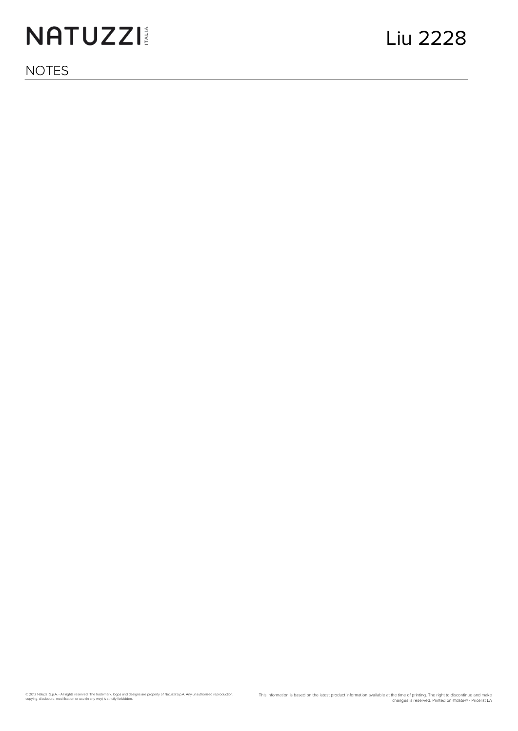## NOTES